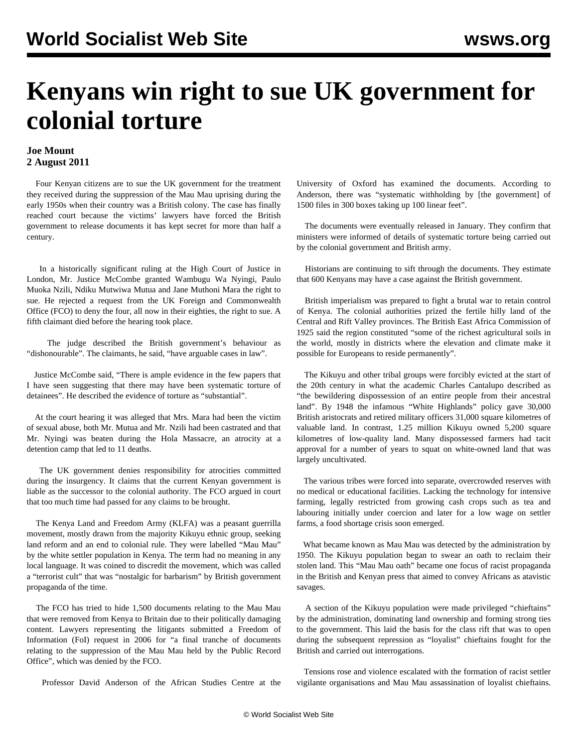# Kenyans win right to sue UK government for colonial torture

**Joe Mount**
**2 August 2011**

Four Kenyan citizens are to sue the UK government for the treatment they received during the suppression of the Mau Mau uprising during the early 1950s when their country was a British colony. The case has finally reached court because the victims' lawyers have forced the British government to release documents it has kept secret for more than half a century.

In a historically significant ruling at the High Court of Justice in London, Mr. Justice McCombe granted Wambugu Wa Nyingi, Paulo Muoka Nzili, Ndiku Mutwiwa Mutua and Jane Muthoni Mara the right to sue. He rejected a request from the UK Foreign and Commonwealth Office (FCO) to deny the four, all now in their eighties, the right to sue. A fifth claimant died before the hearing took place.

The judge described the British government's behaviour as "dishonourable". The claimants, he said, "have arguable cases in law".

Justice McCombe said, "There is ample evidence in the few papers that I have seen suggesting that there may have been systematic torture of detainees". He described the evidence of torture as "substantial".

At the court hearing it was alleged that Mrs. Mara had been the victim of sexual abuse, both Mr. Mutua and Mr. Nzili had been castrated and that Mr. Nyingi was beaten during the Hola Massacre, an atrocity at a detention camp that led to 11 deaths.

The UK government denies responsibility for atrocities committed during the insurgency. It claims that the current Kenyan government is liable as the successor to the colonial authority. The FCO argued in court that too much time had passed for any claims to be brought.

The Kenya Land and Freedom Army (KLFA) was a peasant guerrilla movement, mostly drawn from the majority Kikuyu ethnic group, seeking land reform and an end to colonial rule. They were labelled "Mau Mau" by the white settler population in Kenya. The term had no meaning in any local language. It was coined to discredit the movement, which was called a "terrorist cult" that was "nostalgic for barbarism" by British government propaganda of the time.

The FCO has tried to hide 1,500 documents relating to the Mau Mau that were removed from Kenya to Britain due to their politically damaging content. Lawyers representing the litigants submitted a Freedom of Information (FoI) request in 2006 for "a final tranche of documents relating to the suppression of the Mau Mau held by the Public Record Office", which was denied by the FCO.

Professor David Anderson of the African Studies Centre at the University of Oxford has examined the documents. According to Anderson, there was "systematic withholding by [the government] of 1500 files in 300 boxes taking up 100 linear feet".

The documents were eventually released in January. They confirm that ministers were informed of details of systematic torture being carried out by the colonial government and British army.

Historians are continuing to sift through the documents. They estimate that 600 Kenyans may have a case against the British government.

British imperialism was prepared to fight a brutal war to retain control of Kenya. The colonial authorities prized the fertile hilly land of the Central and Rift Valley provinces. The British East Africa Commission of 1925 said the region constituted "some of the richest agricultural soils in the world, mostly in districts where the elevation and climate make it possible for Europeans to reside permanently".

The Kikuyu and other tribal groups were forcibly evicted at the start of the 20th century in what the academic Charles Cantalupo described as "the bewildering dispossession of an entire people from their ancestral land". By 1948 the infamous "White Highlands" policy gave 30,000 British aristocrats and retired military officers 31,000 square kilometres of valuable land. In contrast, 1.25 million Kikuyu owned 5,200 square kilometres of low-quality land. Many dispossessed farmers had tacit approval for a number of years to squat on white-owned land that was largely uncultivated.

The various tribes were forced into separate, overcrowded reserves with no medical or educational facilities. Lacking the technology for intensive farming, legally restricted from growing cash crops such as tea and labouring initially under coercion and later for a low wage on settler farms, a food shortage crisis soon emerged.

What became known as Mau Mau was detected by the administration by 1950. The Kikuyu population began to swear an oath to reclaim their stolen land. This "Mau Mau oath" became one focus of racist propaganda in the British and Kenyan press that aimed to convey Africans as atavistic savages.

A section of the Kikuyu population were made privileged "chieftains" by the administration, dominating land ownership and forming strong ties to the government. This laid the basis for the class rift that was to open during the subsequent repression as "loyalist" chieftains fought for the British and carried out interrogations.

Tensions rose and violence escalated with the formation of racist settler vigilante organisations and Mau Mau assassination of loyalist chieftains.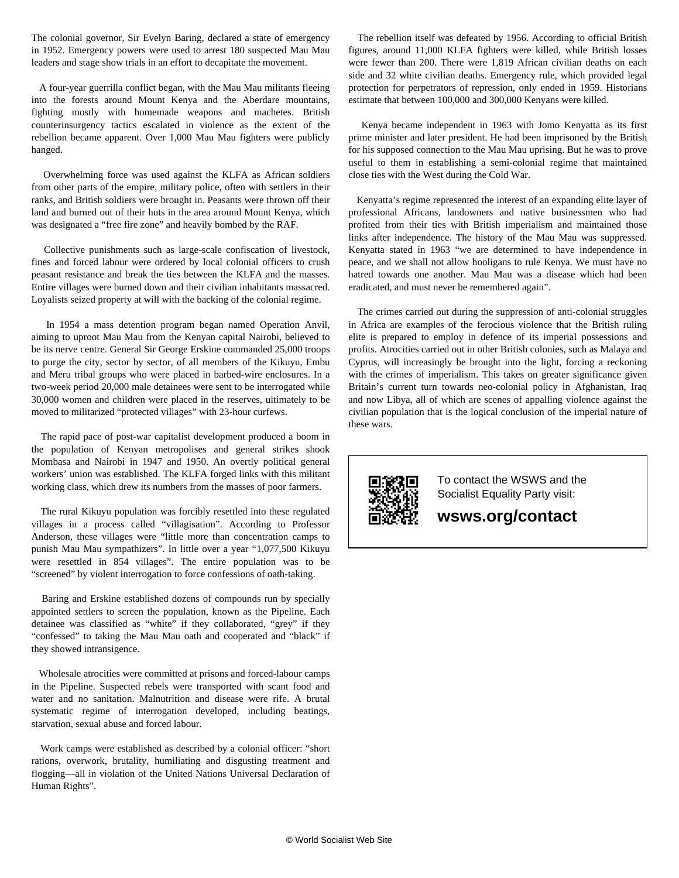The colonial governor, Sir Evelyn Baring, declared a state of emergency in 1952. Emergency powers were used to arrest 180 suspected Mau Mau leaders and stage show trials in an effort to decapitate the movement.

A four-year guerrilla conflict began, with the Mau Mau militants fleeing into the forests around Mount Kenya and the Aberdare mountains, fighting mostly with homemade weapons and machetes. British counterinsurgency tactics escalated in violence as the extent of the rebellion became apparent. Over 1,000 Mau Mau fighters were publicly hanged.

Overwhelming force was used against the KLFA as African soldiers from other parts of the empire, military police, often with settlers in their ranks, and British soldiers were brought in. Peasants were thrown off their land and burned out of their huts in the area around Mount Kenya, which was designated a "free fire zone" and heavily bombed by the RAF.

Collective punishments such as large-scale confiscation of livestock, fines and forced labour were ordered by local colonial officers to crush peasant resistance and break the ties between the KLFA and the masses. Entire villages were burned down and their civilian inhabitants massacred. Loyalists seized property at will with the backing of the colonial regime.

In 1954 a mass detention program began named Operation Anvil, aiming to uproot Mau Mau from the Kenyan capital Nairobi, believed to be its nerve centre. General Sir George Erskine commanded 25,000 troops to purge the city, sector by sector, of all members of the Kikuyu, Embu and Meru tribal groups who were placed in barbed-wire enclosures. In a two-week period 20,000 male detainees were sent to be interrogated while 30,000 women and children were placed in the reserves, ultimately to be moved to militarized "protected villages" with 23-hour curfews.

The rapid pace of post-war capitalist development produced a boom in the population of Kenyan metropolises and general strikes shook Mombasa and Nairobi in 1947 and 1950. An overtly political general workers' union was established. The KLFA forged links with this militant working class, which drew its numbers from the masses of poor farmers.

The rural Kikuyu population was forcibly resettled into these regulated villages in a process called "villagisation". According to Professor Anderson, these villages were "little more than concentration camps to punish Mau Mau sympathizers". In little over a year "1,077,500 Kikuyu were resettled in 854 villages". The entire population was to be "screened" by violent interrogation to force confessions of oath-taking.

Baring and Erskine established dozens of compounds run by specially appointed settlers to screen the population, known as the Pipeline. Each detainee was classified as "white" if they collaborated, "grey" if they "confessed" to taking the Mau Mau oath and cooperated and "black" if they showed intransigence.

Wholesale atrocities were committed at prisons and forced-labour camps in the Pipeline. Suspected rebels were transported with scant food and water and no sanitation. Malnutrition and disease were rife. A brutal systematic regime of interrogation developed, including beatings, starvation, sexual abuse and forced labour.

Work camps were established as described by a colonial officer: "short rations, overwork, brutality, humiliating and disgusting treatment and flogging—all in violation of the United Nations Universal Declaration of Human Rights".

The rebellion itself was defeated by 1956. According to official British figures, around 11,000 KLFA fighters were killed, while British losses were fewer than 200. There were 1,819 African civilian deaths on each side and 32 white civilian deaths. Emergency rule, which provided legal protection for perpetrators of repression, only ended in 1959. Historians estimate that between 100,000 and 300,000 Kenyans were killed.

Kenya became independent in 1963 with Jomo Kenyatta as its first prime minister and later president. He had been imprisoned by the British for his supposed connection to the Mau Mau uprising. But he was to prove useful to them in establishing a semi-colonial regime that maintained close ties with the West during the Cold War.

Kenyatta's regime represented the interest of an expanding elite layer of professional Africans, landowners and native businessmen who had profited from their ties with British imperialism and maintained those links after independence. The history of the Mau Mau was suppressed. Kenyatta stated in 1963 "we are determined to have independence in peace, and we shall not allow hooligans to rule Kenya. We must have no hatred towards one another. Mau Mau was a disease which had been eradicated, and must never be remembered again".

The crimes carried out during the suppression of anti-colonial struggles in Africa are examples of the ferocious violence that the British ruling elite is prepared to employ in defence of its imperial possessions and profits. Atrocities carried out in other British colonies, such as Malaya and Cyprus, will increasingly be brought into the light, forcing a reckoning with the crimes of imperialism. This takes on greater significance given Britain's current turn towards neo-colonial policy in Afghanistan, Iraq and now Libya, all of which are scenes of appalling violence against the civilian population that is the logical conclusion of the imperial nature of these wars.

To contact the WSWS and the Socialist Equality Party visit:

**wsws.org/contact**